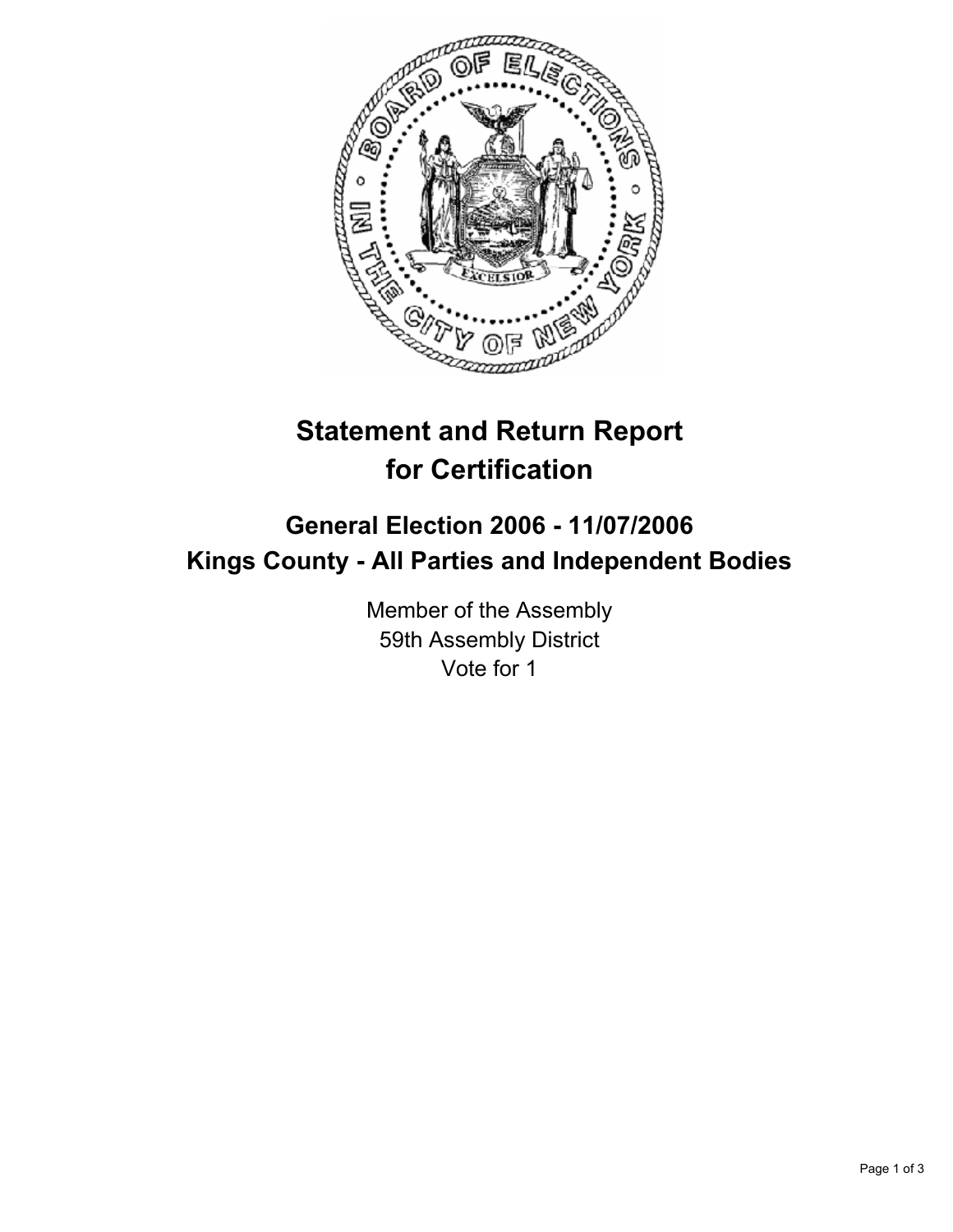# Statement and Return Report for Certification

## General Election 2006 - 11/07/2006
## Kings County - All Parties and Independent Bodies

Member of the Assembly
59th Assembly District
Vote for 1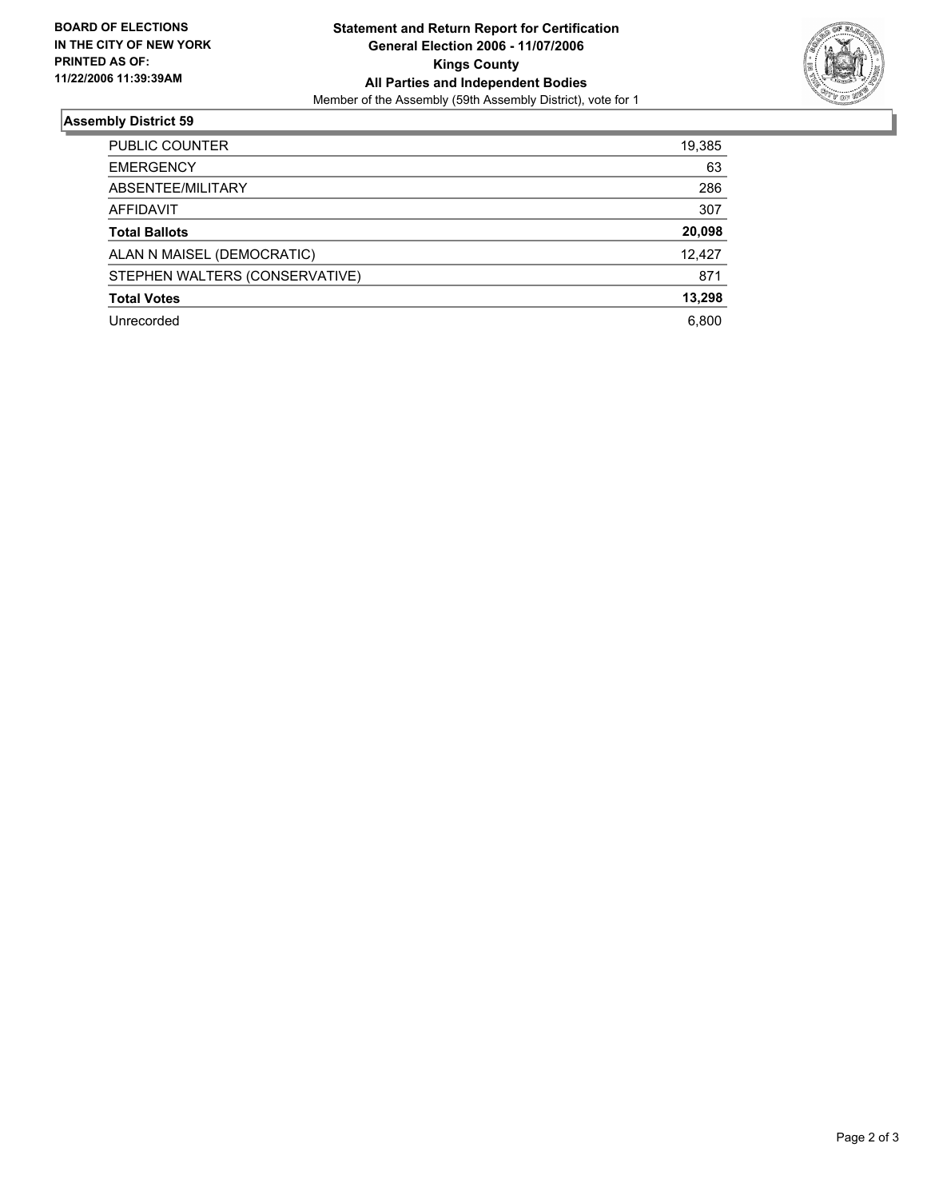**BOARD OF ELECTIONS IN THE CITY OF NEW YORK PRINTED AS OF: 11/22/2006 11:39:39AM**

**Statement and Return Report for Certification**
**General Election 2006 - 11/07/2006**
**Kings County**
**All Parties and Independent Bodies**
Member of the Assembly (59th Assembly District), vote for 1

## Assembly District 59

| | |
|---|---|
| PUBLIC COUNTER | 19,385 |
| EMERGENCY | 63 |
| ABSENTEE/MILITARY | 286 |
| AFFIDAVIT | 307 |
| **Total Ballots** | **20,098** |
| ALAN N MAISEL (DEMOCRATIC) | 12,427 |
| STEPHEN WALTERS (CONSERVATIVE) | 871 |
| **Total Votes** | **13,298** |
| Unrecorded | 6,800 |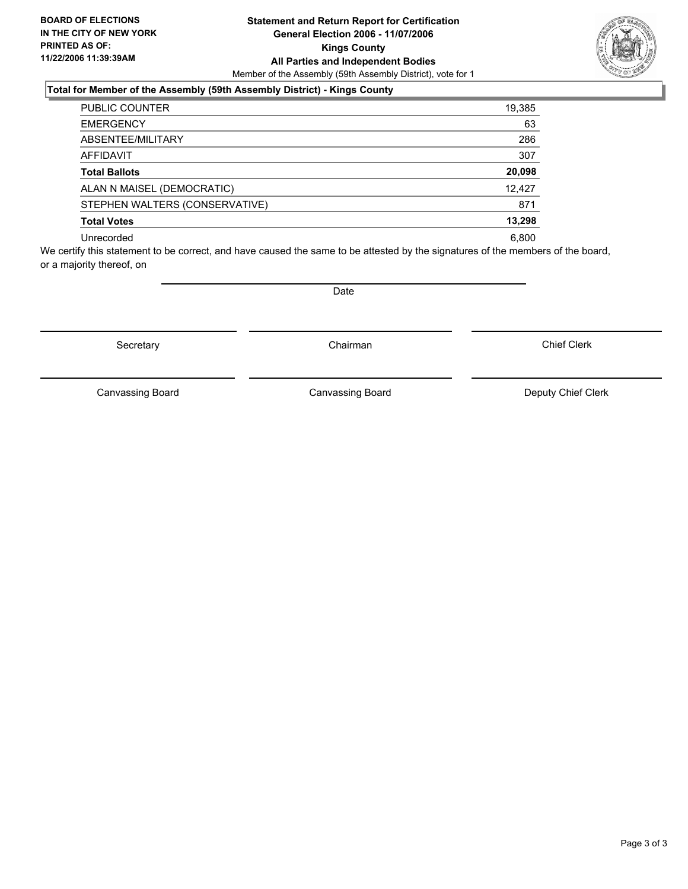**BOARD OF ELECTIONS IN THE CITY OF NEW YORK PRINTED AS OF: 11/22/2006 11:39:39AM**

# Statement and Return Report for Certification General Election 2006 - 11/07/2006 Kings County All Parties and Independent Bodies

Member of the Assembly (59th Assembly District), vote for 1

## Total for Member of the Assembly (59th Assembly District) - Kings County

| | |
|---|---|
| PUBLIC COUNTER | 19,385 |
| EMERGENCY | 63 |
| ABSENTEE/MILITARY | 286 |
| AFFIDAVIT | 307 |
| **Total Ballots** | **20,098** |
| ALAN N MAISEL (DEMOCRATIC) | 12,427 |
| STEPHEN WALTERS (CONSERVATIVE) | 871 |
| **Total Votes** | **13,298** |
| Unrecorded | 6,800 |

We certify this statement to be correct, and have caused the same to be attested by the signatures of the members of the board, or a majority thereof, on

Date

Secretary | Chairman | Chief Clerk

Canvassing Board | Canvassing Board | Deputy Chief Clerk